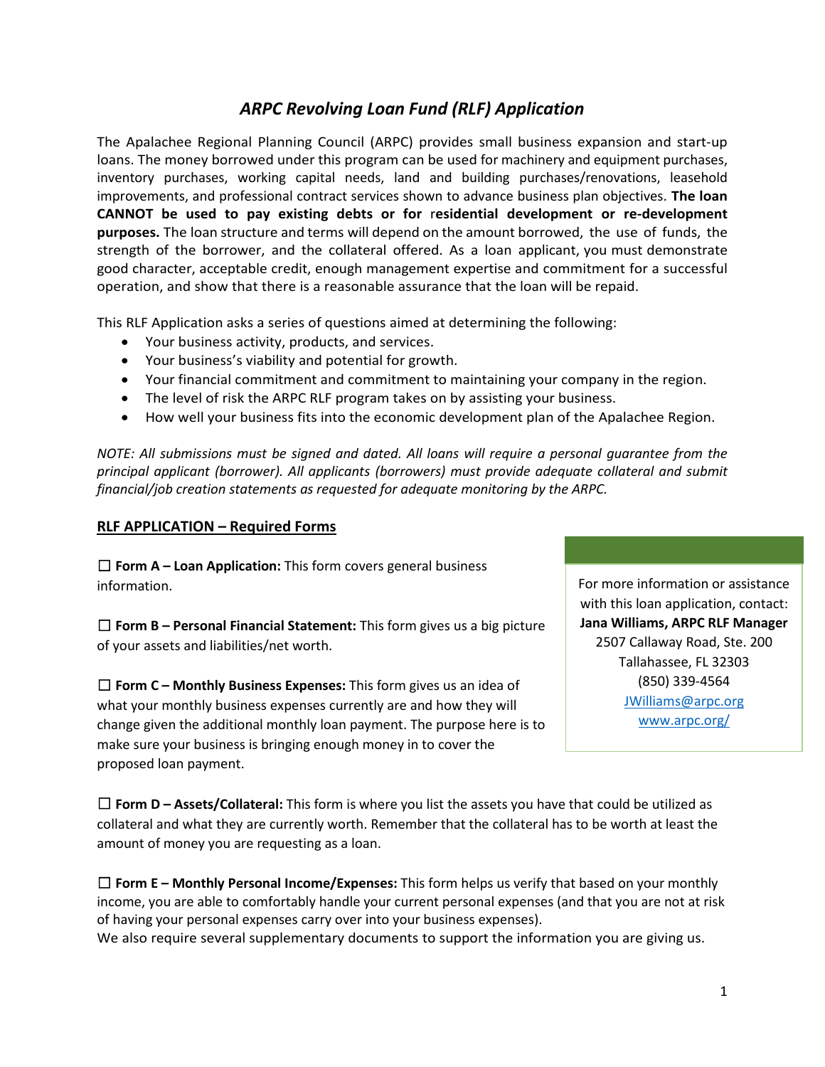# *ARPC Revolving Loan Fund (RLF) Application*

The Apalachee Regional Planning Council (ARPC) provides small business expansion and start-up loans. The money borrowed under this program can be used for machinery and equipment purchases, inventory purchases, working capital needs, land and building purchases/renovations, leasehold improvements, and professional contract services shown to advance business plan objectives. **The loan CANNOT be used to pay existing debts or for residential development or re-development purposes.** The loan structure and terms will depend on the amount borrowed, the use of funds, the strength of the borrower, and the collateral offered. As a loan applicant, you must demonstrate good character, acceptable credit, enough management expertise and commitment for a successful operation, and show that there is a reasonable assurance that the loan will be repaid.

This RLF Application asks a series of questions aimed at determining the following:

- Your business activity, products, and services.
- Your business's viability and potential for growth.
- Your financial commitment and commitment to maintaining your company in the region.
- The level of risk the ARPC RLF program takes on by assisting your business.
- How well your business fits into the economic development plan of the Apalachee Region.

*NOTE: All submissions must be signed and dated. All loans will require a personal guarantee from the principal applicant (borrower). All applicants (borrowers) must provide adequate collateral and submit financial/job creation statements as requested for adequate monitoring by the ARPC.*

## RLF APPLICATION – Required Forms

☐ **Form A – Loan Application:** This form covers general business information.

☐ **Form B – Personal Financial Statement:** This form gives us a big picture of your assets and liabilities/net worth.

☐ **Form C – Monthly Business Expenses:** This form gives us an idea of what your monthly business expenses currently are and how they will change given the additional monthly loan payment. The purpose here is to make sure your business is bringing enough money in to cover the proposed loan payment.

> For more information or assistance with this loan application, contact:
> **Jana Williams, ARPC RLF Manager**
> 2507 Callaway Road, Ste. 200
> Tallahassee, FL 32303
> (850) 339-4564
> JWilliams@arpc.org
> www.arpc.org/

☐ **Form D – Assets/Collateral:** This form is where you list the assets you have that could be utilized as collateral and what they are currently worth. Remember that the collateral has to be worth at least the amount of money you are requesting as a loan.

☐ **Form E – Monthly Personal Income/Expenses:** This form helps us verify that based on your monthly income, you are able to comfortably handle your current personal expenses (and that you are not at risk of having your personal expenses carry over into your business expenses).

We also require several supplementary documents to support the information you are giving us.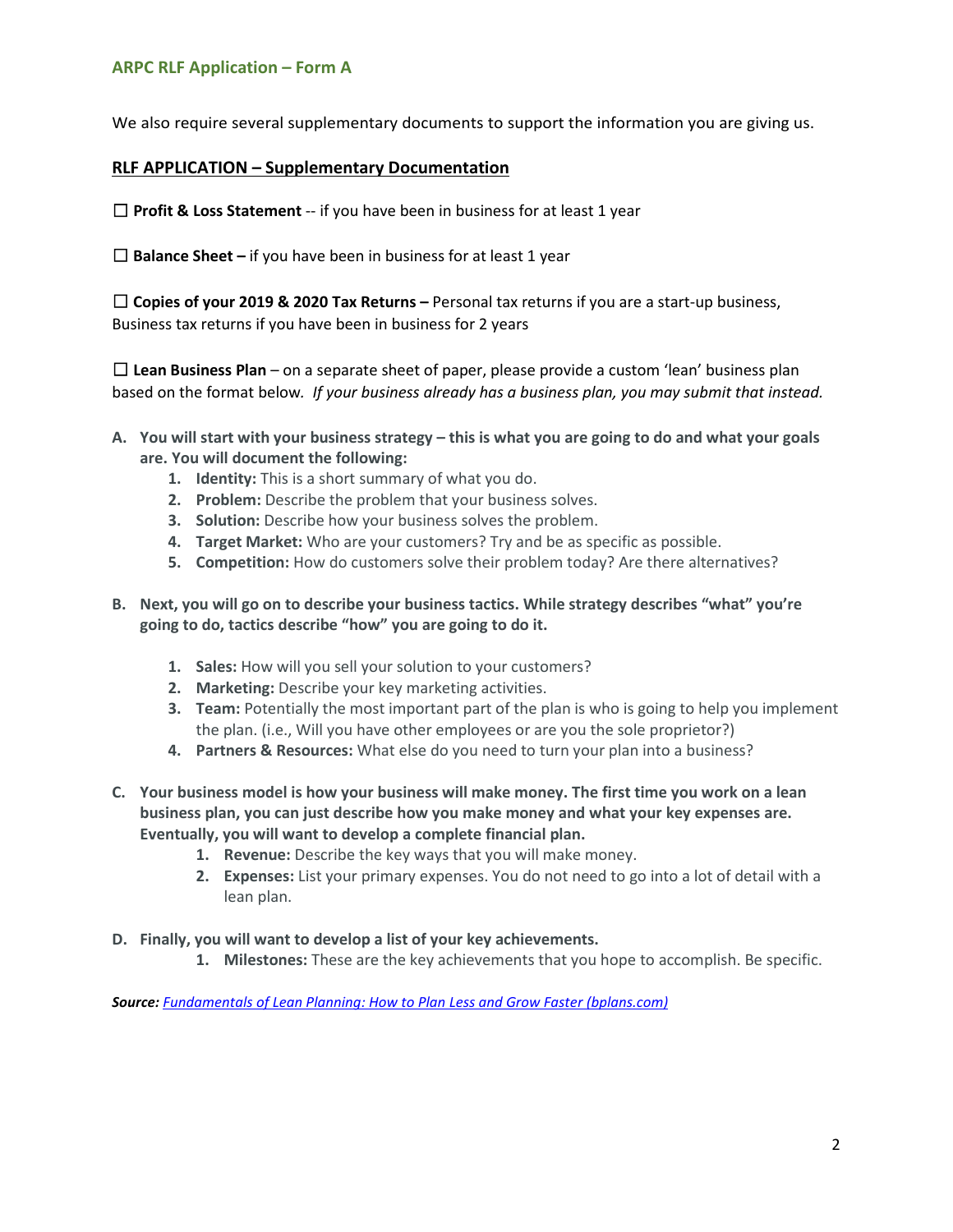We also require several supplementary documents to support the information you are giving us.

## RLF APPLICATION – Supplementary Documentation

☐ **Profit & Loss Statement** -- if you have been in business for at least 1 year

☐ **Balance Sheet –** if you have been in business for at least 1 year

☐ **Copies of your 2019 & 2020 Tax Returns –** Personal tax returns if you are a start-up business, Business tax returns if you have been in business for 2 years

☐ **Lean Business Plan** – on a separate sheet of paper, please provide a custom 'lean' business plan based on the format below. *If your business already has a business plan, you may submit that instead.*

**A. You will start with your business strategy – this is what you are going to do and what your goals are. You will document the following:**

1. **Identity:** This is a short summary of what you do.
2. **Problem:** Describe the problem that your business solves.
3. **Solution:** Describe how your business solves the problem.
4. **Target Market:** Who are your customers? Try and be as specific as possible.
5. **Competition:** How do customers solve their problem today? Are there alternatives?

**B. Next, you will go on to describe your business tactics. While strategy describes "what" you're going to do, tactics describe "how" you are going to do it.**

1. **Sales:** How will you sell your solution to your customers?
2. **Marketing:** Describe your key marketing activities.
3. **Team:** Potentially the most important part of the plan is who is going to help you implement the plan. (i.e., Will you have other employees or are you the sole proprietor?)
4. **Partners & Resources:** What else do you need to turn your plan into a business?

**C. Your business model is how your business will make money. The first time you work on a lean business plan, you can just describe how you make money and what your key expenses are. Eventually, you will want to develop a complete financial plan.**

1. **Revenue:** Describe the key ways that you will make money.
2. **Expenses:** List your primary expenses. You do not need to go into a lot of detail with a lean plan.

**D. Finally, you will want to develop a list of your key achievements.**

1. **Milestones:** These are the key achievements that you hope to accomplish. Be specific.

***Source:*** *Fundamentals of Lean Planning: How to Plan Less and Grow Faster (bplans.com)*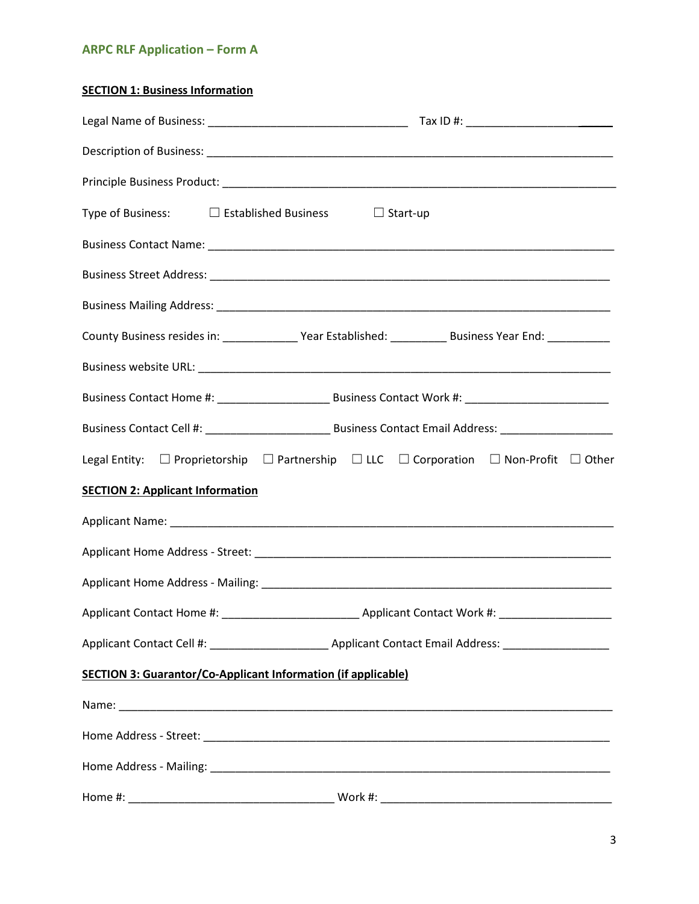## ARPC RLF Application – Form A

**SECTION 1: Business Information**

Legal Name of Business: ________________________________ Tax ID #: ______________________

Description of Business: ____________________________________________________________________

Principle Business Product: __________________________________________________________________

Type of Business: ☐ Established Business ☐ Start-up

Business Contact Name: _____________________________________________________________________

Business Street Address: ____________________________________________________________________

Business Mailing Address: ___________________________________________________________________

County Business resides in: ____________ Year Established: _________ Business Year End: __________

Business website URL: ______________________________________________________________________

Business Contact Home #: __________________ Business Contact Work #: _______________________

Business Contact Cell #: ____________________ Business Contact Email Address: __________________

Legal Entity: ☐ Proprietorship ☐ Partnership ☐ LLC ☐ Corporation ☐ Non-Profit ☐ Other

**SECTION 2: Applicant Information**

Applicant Name: ___________________________________________________________________________

Applicant Home Address - Street: ______________________________________________________________

Applicant Home Address - Mailing: _____________________________________________________________

Applicant Contact Home #: _____________________ Applicant Contact Work #: __________________

Applicant Contact Cell #: ___________________ Applicant Contact Email Address: _________________

**SECTION 3: Guarantor/Co-Applicant Information (if applicable)**

Name: ___________________________________________________________________________________

Home Address - Street: ______________________________________________________________________

Home Address - Mailing: _____________________________________________________________________

Home #: ________________________________ Work #: ____________________________________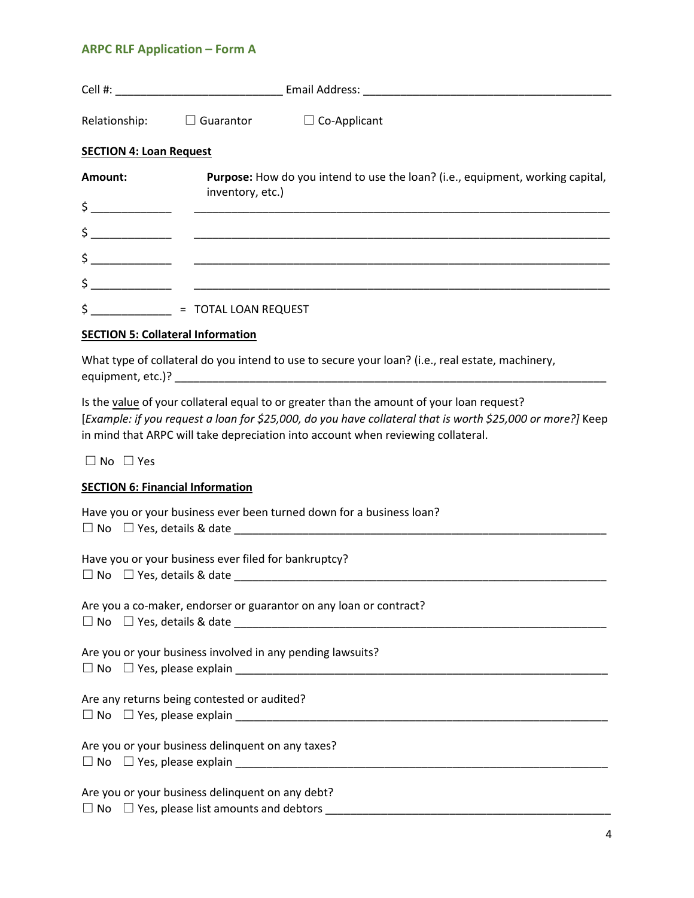Cell #: ___________________________ Email Address: ________________________________________

Relationship: ☐ Guarantor ☐ Co-Applicant

**SECTION 4: Loan Request**

| **Amount:** | **Purpose:** How do you intend to use the loan? (i.e., equipment, working capital, inventory, etc.) |
| --- | --- |
| $ _____________ | _________________________________________________________________ |
| $ _____________ | _________________________________________________________________ |
| $ _____________ | _________________________________________________________________ |
| $ _____________ | _________________________________________________________________ |
| $ _____________ | = TOTAL LOAN REQUEST |

**SECTION 5: Collateral Information**

What type of collateral do you intend to use to secure your loan? (i.e., real estate, machinery, equipment, etc.)? ______________________________________________________________________

Is the value of your collateral equal to or greater than the amount of your loan request? [*Example: if you request a loan for $25,000, do you have collateral that is worth $25,000 or more?]* Keep in mind that ARPC will take depreciation into account when reviewing collateral.

☐ No ☐ Yes

**SECTION 6: Financial Information**

Have you or your business ever been turned down for a business loan?
☐ No ☐ Yes, details & date ____________________________________________________________

Have you or your business ever filed for bankruptcy?
☐ No ☐ Yes, details & date ____________________________________________________________

Are you a co-maker, endorser or guarantor on any loan or contract?
☐ No ☐ Yes, details & date ____________________________________________________________

Are you or your business involved in any pending lawsuits?
☐ No ☐ Yes, please explain ____________________________________________________________

Are any returns being contested or audited?
☐ No ☐ Yes, please explain ____________________________________________________________

Are you or your business delinquent on any taxes?
☐ No ☐ Yes, please explain ____________________________________________________________

Are you or your business delinquent on any debt?
☐ No ☐ Yes, please list amounts and debtors ______________________________________________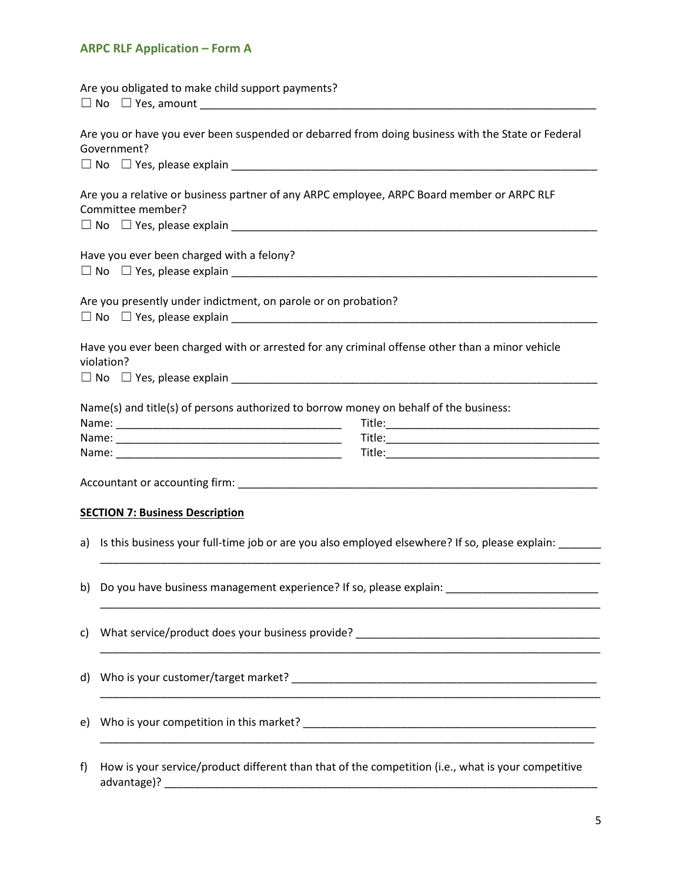Are you obligated to make child support payments?
☐ No ☐ Yes, amount ____________________________________________________________________

Are you or have you ever been suspended or debarred from doing business with the State or Federal Government?
☐ No ☐ Yes, please explain _______________________________________________________________

Are you a relative or business partner of any ARPC employee, ARPC Board member or ARPC RLF Committee member?
☐ No ☐ Yes, please explain _______________________________________________________________

Have you ever been charged with a felony?
☐ No ☐ Yes, please explain _______________________________________________________________

Are you presently under indictment, on parole or on probation?
☐ No ☐ Yes, please explain _______________________________________________________________

Have you ever been charged with or arrested for any criminal offense other than a minor vehicle violation?
☐ No ☐ Yes, please explain _______________________________________________________________

Name(s) and title(s) of persons authorized to borrow money on behalf of the business:

Name: _____________________________________ Title:___________________________________

Name: _____________________________________ Title:___________________________________

Name: _____________________________________ Title:___________________________________

Accountant or accounting firm: ________________________________________________________

**SECTION 7: Business Description**

a) Is this business your full-time job or are you also employed elsewhere? If so, please explain: _______
_____________________________________________________________________________________

b) Do you have business management experience? If so, please explain: _________________________
_____________________________________________________________________________________

c) What service/product does your business provide? _________________________________________
_____________________________________________________________________________________

d) Who is your customer/target market? ___________________________________________________
_____________________________________________________________________________________

e) Who is your competition in this market? _________________________________________________
_____________________________________________________________________________________

f) How is your service/product different than that of the competition (i.e., what is your competitive advantage)? _____________________________________________________________________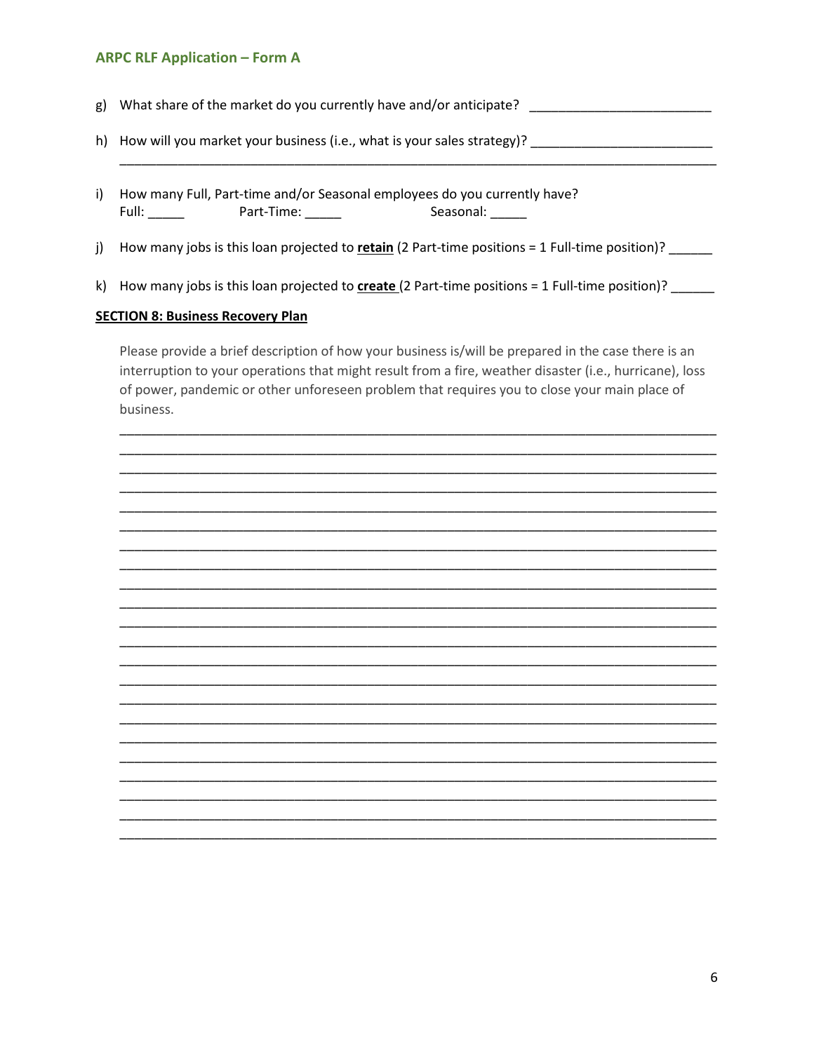g) What share of the market do you currently have and/or anticipate? _________________________

h) How will you market your business (i.e., what is your sales strategy)? _________________________
_____________________________________________________________________________________

i) How many Full, Part-time and/or Seasonal employees do you currently have?
Full: _____ Part-Time: _____ Seasonal: _____

j) How many jobs is this loan projected to **retain** (2 Part-time positions = 1 Full-time position)? ______

k) How many jobs is this loan projected to **create** (2 Part-time positions = 1 Full-time position)? ______

**SECTION 8: Business Recovery Plan**

Please provide a brief description of how your business is/will be prepared in the case there is an interruption to your operations that might result from a fire, weather disaster (i.e., hurricane), loss of power, pandemic or other unforeseen problem that requires you to close your main place of business.

_____________________________________________________________________________________
_____________________________________________________________________________________
_____________________________________________________________________________________
_____________________________________________________________________________________
_____________________________________________________________________________________
_____________________________________________________________________________________
_____________________________________________________________________________________
_____________________________________________________________________________________
_____________________________________________________________________________________
_____________________________________________________________________________________
_____________________________________________________________________________________
_____________________________________________________________________________________
_____________________________________________________________________________________
_____________________________________________________________________________________
_____________________________________________________________________________________
_____________________________________________________________________________________
_____________________________________________________________________________________
_____________________________________________________________________________________
_____________________________________________________________________________________
_____________________________________________________________________________________
_____________________________________________________________________________________
_____________________________________________________________________________________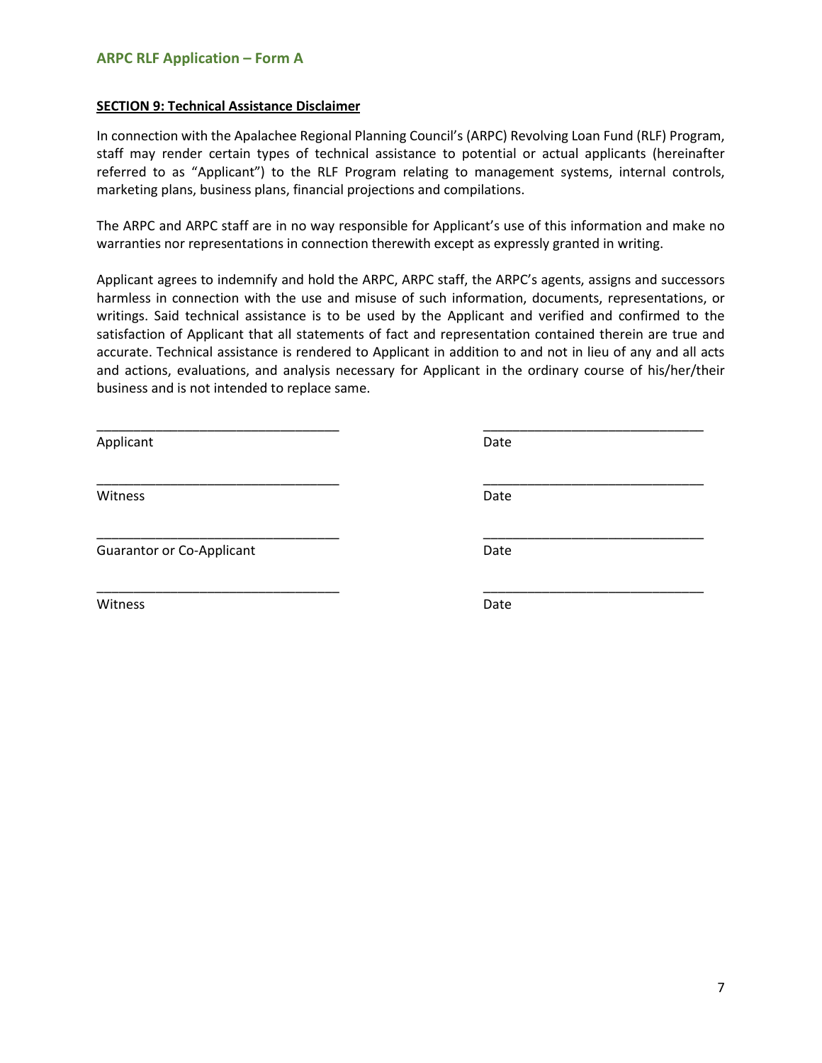## SECTION 9: Technical Assistance Disclaimer

In connection with the Apalachee Regional Planning Council's (ARPC) Revolving Loan Fund (RLF) Program, staff may render certain types of technical assistance to potential or actual applicants (hereinafter referred to as "Applicant") to the RLF Program relating to management systems, internal controls, marketing plans, business plans, financial projections and compilations.

The ARPC and ARPC staff are in no way responsible for Applicant's use of this information and make no warranties nor representations in connection therewith except as expressly granted in writing.

Applicant agrees to indemnify and hold the ARPC, ARPC staff, the ARPC's agents, assigns and successors harmless in connection with the use and misuse of such information, documents, representations, or writings. Said technical assistance is to be used by the Applicant and verified and confirmed to the satisfaction of Applicant that all statements of fact and representation contained therein are true and accurate. Technical assistance is rendered to Applicant in addition to and not in lieu of any and all acts and actions, evaluations, and analysis necessary for Applicant in the ordinary course of his/her/their business and is not intended to replace same.

_________________________________ _______________________________
Applicant Date

_________________________________ _______________________________
Witness Date

_________________________________ _______________________________
Guarantor or Co-Applicant Date

_________________________________ _______________________________
Witness Date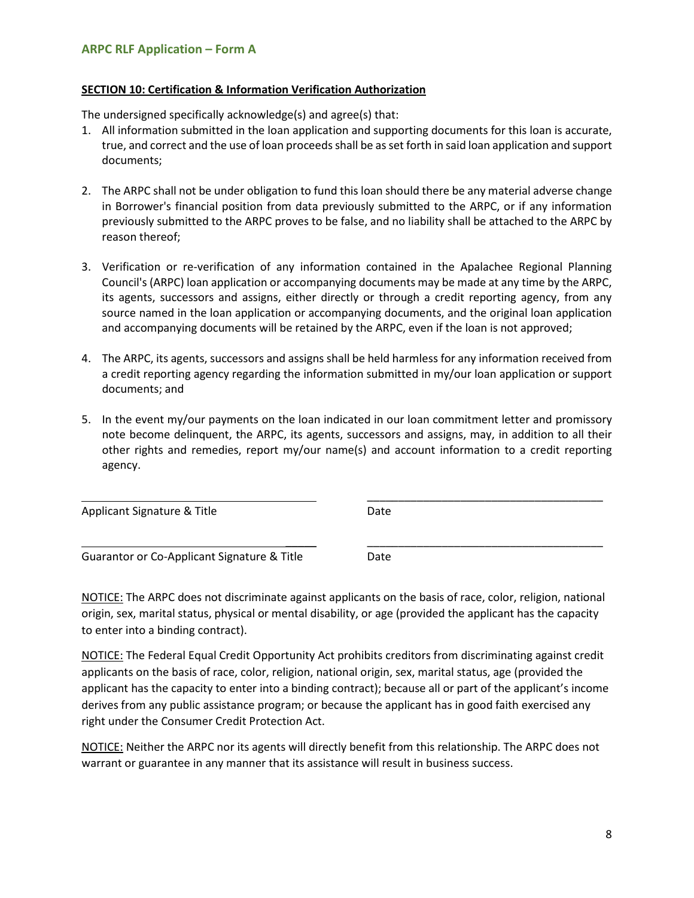## SECTION 10: Certification & Information Verification Authorization

The undersigned specifically acknowledge(s) and agree(s) that:

1. All information submitted in the loan application and supporting documents for this loan is accurate, true, and correct and the use of loan proceeds shall be as set forth in said loan application and support documents;

2. The ARPC shall not be under obligation to fund this loan should there be any material adverse change in Borrower's financial position from data previously submitted to the ARPC, or if any information previously submitted to the ARPC proves to be false, and no liability shall be attached to the ARPC by reason thereof;

3. Verification or re-verification of any information contained in the Apalachee Regional Planning Council's (ARPC) loan application or accompanying documents may be made at any time by the ARPC, its agents, successors and assigns, either directly or through a credit reporting agency, from any source named in the loan application or accompanying documents, and the original loan application and accompanying documents will be retained by the ARPC, even if the loan is not approved;

4. The ARPC, its agents, successors and assigns shall be held harmless for any information received from a credit reporting agency regarding the information submitted in my/our loan application or support documents; and

5. In the event my/our payments on the loan indicated in our loan commitment letter and promissory note become delinquent, the ARPC, its agents, successors and assigns, may, in addition to all their other rights and remedies, report my/our name(s) and account information to a credit reporting agency.

_______________________________________ _______________________________________

Applicant Signature & Title Date

_______________________________________ _______________________________________

Guarantor or Co-Applicant Signature & Title Date

NOTICE: The ARPC does not discriminate against applicants on the basis of race, color, religion, national origin, sex, marital status, physical or mental disability, or age (provided the applicant has the capacity to enter into a binding contract).

NOTICE: The Federal Equal Credit Opportunity Act prohibits creditors from discriminating against credit applicants on the basis of race, color, religion, national origin, sex, marital status, age (provided the applicant has the capacity to enter into a binding contract); because all or part of the applicant's income derives from any public assistance program; or because the applicant has in good faith exercised any right under the Consumer Credit Protection Act.

NOTICE: Neither the ARPC nor its agents will directly benefit from this relationship. The ARPC does not warrant or guarantee in any manner that its assistance will result in business success.